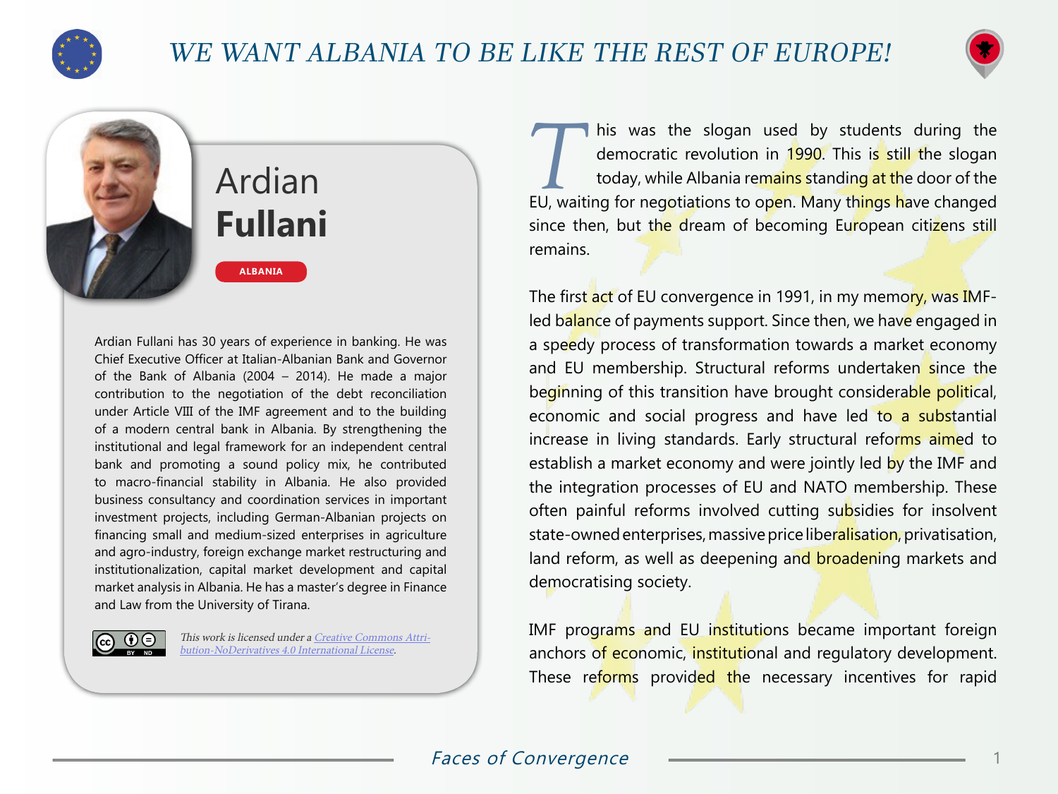# WE WANT ALBANIA TO BE LIKE THE REST OF EUROPE!

## Ardian **Fullani**

ALBANIA

Ardian Fullani has 30 years of experience in banking. He was Chief Executive Officer at Italian-Albanian Bank and Governor of the Bank of Albania (2004 – 2014). He made a major contribution to the negotiation of the debt reconciliation under Article VIII of the IMF agreement and to the building of a modern central bank in Albania. By strengthening the institutional and legal framework for an independent central bank and promoting a sound policy mix, he contributed to macro-financial stability in Albania. He also provided business consultancy and coordination services in important investment projects, including German-Albanian projects on financing small and medium-sized enterprises in agriculture and agro-industry, foreign exchange market restructuring and institutionalization, capital market development and capital market analysis in Albania. He has a master's degree in Finance and Law from the University of Tirana.

*This work is licensed under a [Creative Commons Attribution-NoDerivatives 4.0 International License](https://creativecommons.org/licenses/by-nd/4.0/).*

This was the slogan used by students during the democratic revolution in 1990. This is still the slogan today, while Albania remains standing at the door of the EU, waiting for negotiations to open. Many things have changed since then, but the dream of becoming European citizens still remains.

The first act of EU convergence in 1991, in my memory, was IMF-led balance of payments support. Since then, we have engaged in a speedy process of transformation towards a market economy and EU membership. Structural reforms undertaken since the beginning of this transition have brought considerable political, economic and social progress and have led to a substantial increase in living standards. Early structural reforms aimed to establish a market economy and were jointly led by the IMF and the integration processes of EU and NATO membership. These often painful reforms involved cutting subsidies for insolvent state-owned enterprises, massive price liberalisation, privatisation, land reform, as well as deepening and broadening markets and democratising society.

IMF programs and EU institutions became important foreign anchors of economic, institutional and regulatory development. These reforms provided the necessary incentives for rapid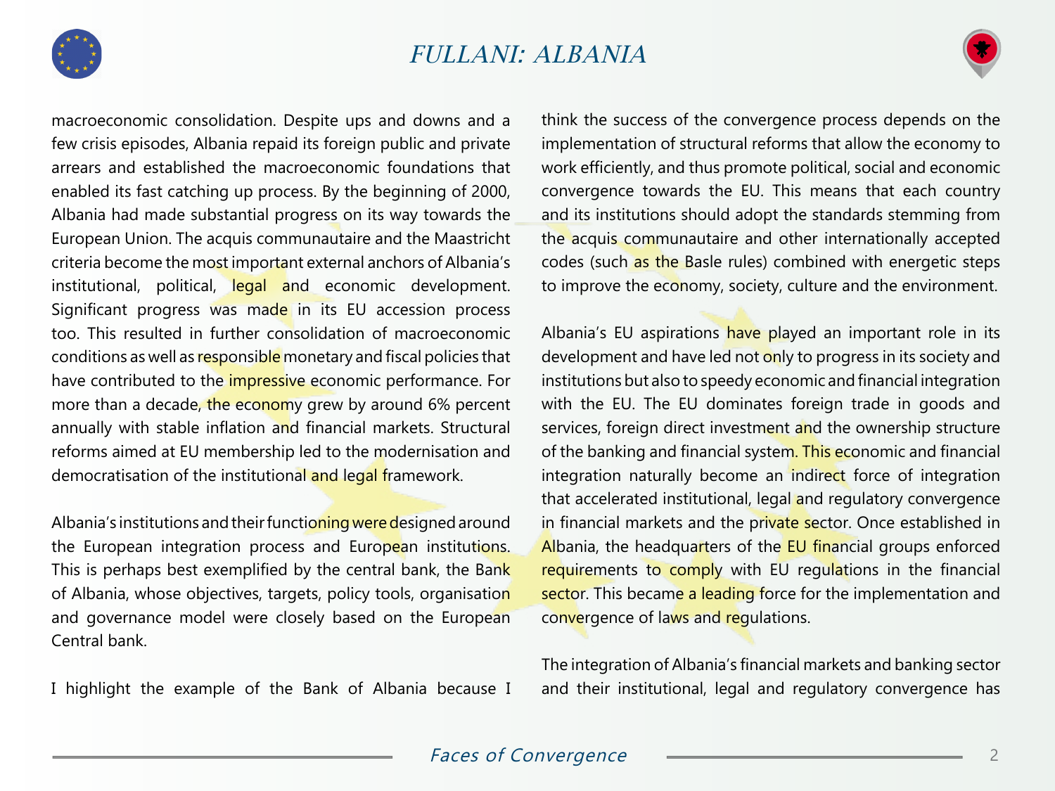macroeconomic consolidation. Despite ups and downs and a few crisis episodes, Albania repaid its foreign public and private arrears and established the macroeconomic foundations that enabled its fast catching up process. By the beginning of 2000, Albania had made substantial progress on its way towards the European Union. The acquis communautaire and the Maastricht criteria become the most important external anchors of Albania's institutional, political, legal and economic development. Significant progress was made in its EU accession process too. This resulted in further consolidation of macroeconomic conditions as well as responsible monetary and fiscal policies that have contributed to the impressive economic performance. For more than a decade, the economy grew by around 6% percent annually with stable inflation and financial markets. Structural reforms aimed at EU membership led to the modernisation and democratisation of the institutional and legal framework.

Albania's institutions and their functioning were designed around the European integration process and European institutions. This is perhaps best exemplified by the central bank, the Bank of Albania, whose objectives, targets, policy tools, organisation and governance model were closely based on the European Central bank.

I highlight the example of the Bank of Albania because I think the success of the convergence process depends on the implementation of structural reforms that allow the economy to work efficiently, and thus promote political, social and economic convergence towards the EU. This means that each country and its institutions should adopt the standards stemming from the acquis communautaire and other internationally accepted codes (such as the Basle rules) combined with energetic steps to improve the economy, society, culture and the environment.

Albania's EU aspirations have played an important role in its development and have led not only to progress in its society and institutions but also to speedy economic and financial integration with the EU. The EU dominates foreign trade in goods and services, foreign direct investment and the ownership structure of the banking and financial system. This economic and financial integration naturally become an indirect force of integration that accelerated institutional, legal and regulatory convergence in financial markets and the private sector. Once established in Albania, the headquarters of the EU financial groups enforced requirements to comply with EU regulations in the financial sector. This became a leading force for the implementation and convergence of laws and regulations.

The integration of Albania's financial markets and banking sector and their institutional, legal and regulatory convergence has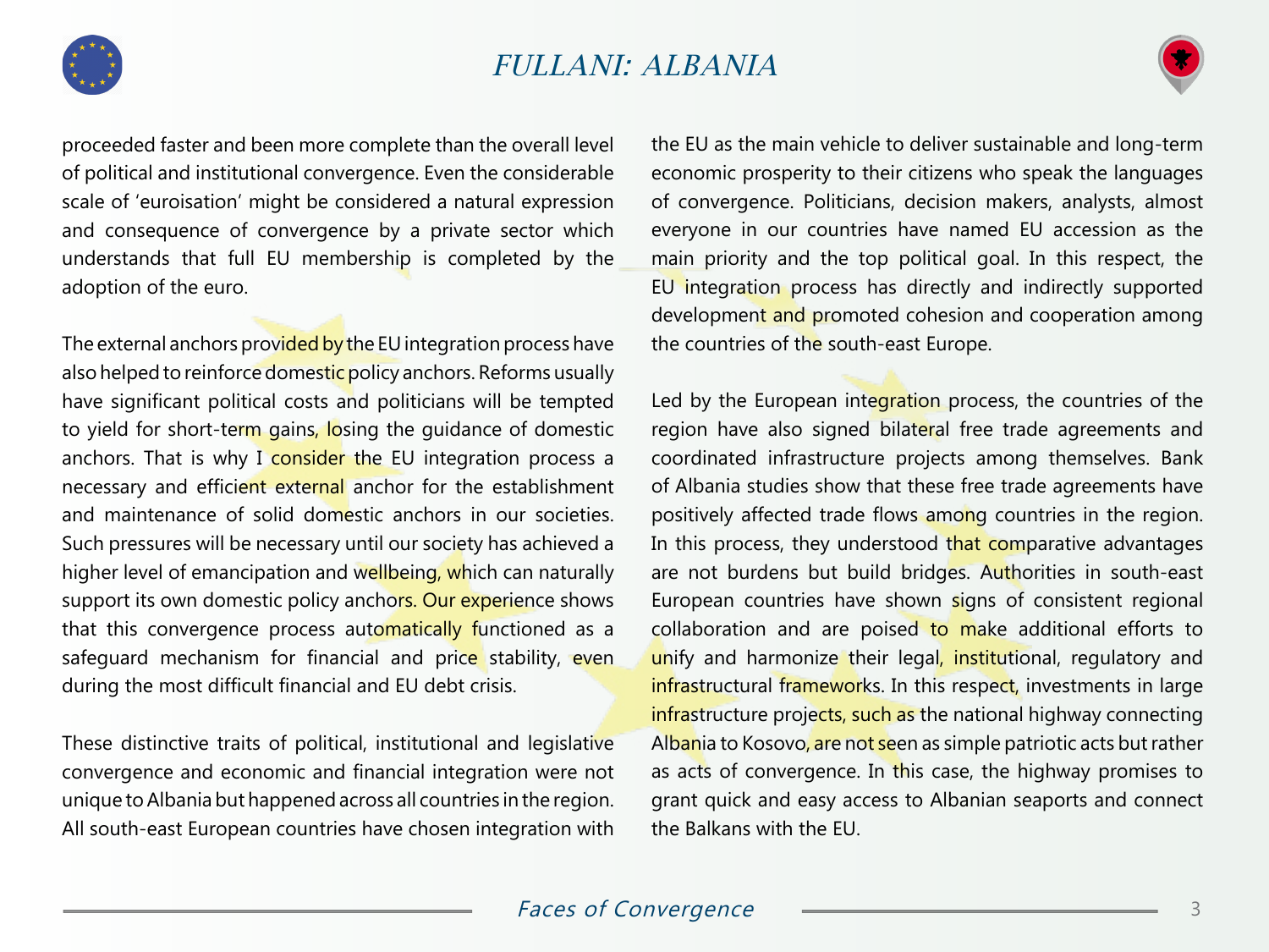proceeded faster and been more complete than the overall level of political and institutional convergence. Even the considerable scale of 'euroisation' might be considered a natural expression and consequence of convergence by a private sector which understands that full EU membership is completed by the adoption of the euro.

The external anchors provided by the EU integration process have also helped to reinforce domestic policy anchors. Reforms usually have significant political costs and politicians will be tempted to yield for short-term gains, losing the guidance of domestic anchors. That is why I consider the EU integration process a necessary and efficient external anchor for the establishment and maintenance of solid domestic anchors in our societies. Such pressures will be necessary until our society has achieved a higher level of emancipation and wellbeing, which can naturally support its own domestic policy anchors. Our experience shows that this convergence process automatically functioned as a safeguard mechanism for financial and price stability, even during the most difficult financial and EU debt crisis.

These distinctive traits of political, institutional and legislative convergence and economic and financial integration were not unique to Albania but happened across all countries in the region. All south-east European countries have chosen integration with the EU as the main vehicle to deliver sustainable and long-term economic prosperity to their citizens who speak the languages of convergence. Politicians, decision makers, analysts, almost everyone in our countries have named EU accession as the main priority and the top political goal. In this respect, the EU integration process has directly and indirectly supported development and promoted cohesion and cooperation among the countries of the south-east Europe.

Led by the European integration process, the countries of the region have also signed bilateral free trade agreements and coordinated infrastructure projects among themselves. Bank of Albania studies show that these free trade agreements have positively affected trade flows among countries in the region. In this process, they understood that comparative advantages are not burdens but build bridges. Authorities in south-east European countries have shown signs of consistent regional collaboration and are poised to make additional efforts to unify and harmonize their legal, institutional, regulatory and infrastructural frameworks. In this respect, investments in large infrastructure projects, such as the national highway connecting Albania to Kosovo, are not seen as simple patriotic acts but rather as acts of convergence. In this case, the highway promises to grant quick and easy access to Albanian seaports and connect the Balkans with the EU.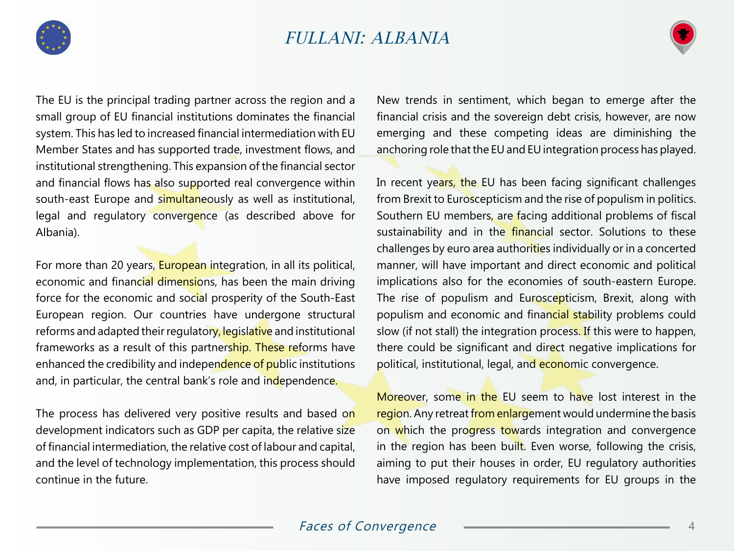The EU is the principal trading partner across the region and a small group of EU financial institutions dominates the financial system. This has led to increased financial intermediation with EU Member States and has supported trade, investment flows, and institutional strengthening. This expansion of the financial sector and financial flows has also supported real convergence within south-east Europe and simultaneously as well as institutional, legal and regulatory convergence (as described above for Albania).

For more than 20 years, European integration, in all its political, economic and financial dimensions, has been the main driving force for the economic and social prosperity of the South-East European region. Our countries have undergone structural reforms and adapted their regulatory, legislative and institutional frameworks as a result of this partnership. These reforms have enhanced the credibility and independence of public institutions and, in particular, the central bank's role and independence.

The process has delivered very positive results and based on development indicators such as GDP per capita, the relative size of financial intermediation, the relative cost of labour and capital, and the level of technology implementation, this process should continue in the future.

New trends in sentiment, which began to emerge after the financial crisis and the sovereign debt crisis, however, are now emerging and these competing ideas are diminishing the anchoring role that the EU and EU integration process has played.

In recent years, the EU has been facing significant challenges from Brexit to Euroscepticism and the rise of populism in politics. Southern EU members, are facing additional problems of fiscal sustainability and in the financial sector. Solutions to these challenges by euro area authorities individually or in a concerted manner, will have important and direct economic and political implications also for the economies of south-eastern Europe. The rise of populism and Euroscepticism, Brexit, along with populism and economic and financial stability problems could slow (if not stall) the integration process. If this were to happen, there could be significant and direct negative implications for political, institutional, legal, and economic convergence.

Moreover, some in the EU seem to have lost interest in the region. Any retreat from enlargement would undermine the basis on which the progress towards integration and convergence in the region has been built. Even worse, following the crisis, aiming to put their houses in order, EU regulatory authorities have imposed regulatory requirements for EU groups in the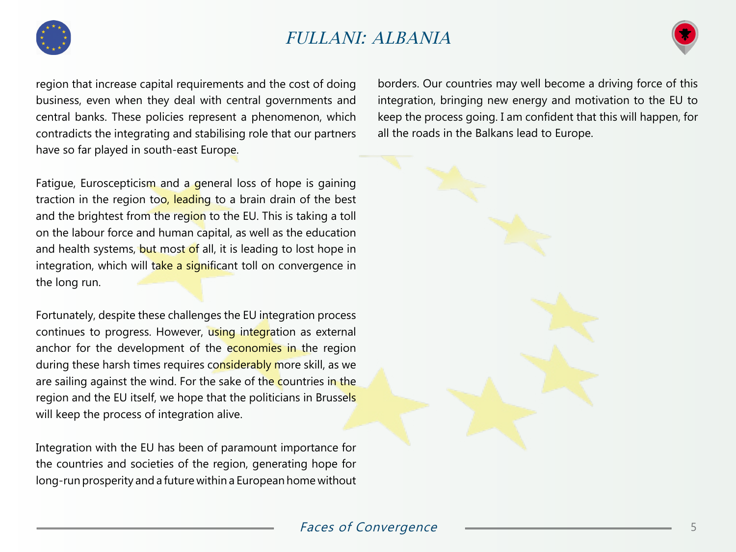region that increase capital requirements and the cost of doing business, even when they deal with central governments and central banks. These policies represent a phenomenon, which contradicts the integrating and stabilising role that our partners have so far played in south-east Europe.

Fatigue, Euroscepticism and a general loss of hope is gaining traction in the region too, leading to a brain drain of the best and the brightest from the region to the EU. This is taking a toll on the labour force and human capital, as well as the education and health systems, but most of all, it is leading to lost hope in integration, which will take a significant toll on convergence in the long run.

Fortunately, despite these challenges the EU integration process continues to progress. However, using integration as external anchor for the development of the economies in the region during these harsh times requires considerably more skill, as we are sailing against the wind. For the sake of the countries in the region and the EU itself, we hope that the politicians in Brussels will keep the process of integration alive.

Integration with the EU has been of paramount importance for the countries and societies of the region, generating hope for long-run prosperity and a future within a European home without borders. Our countries may well become a driving force of this integration, bringing new energy and motivation to the EU to keep the process going. I am confident that this will happen, for all the roads in the Balkans lead to Europe.